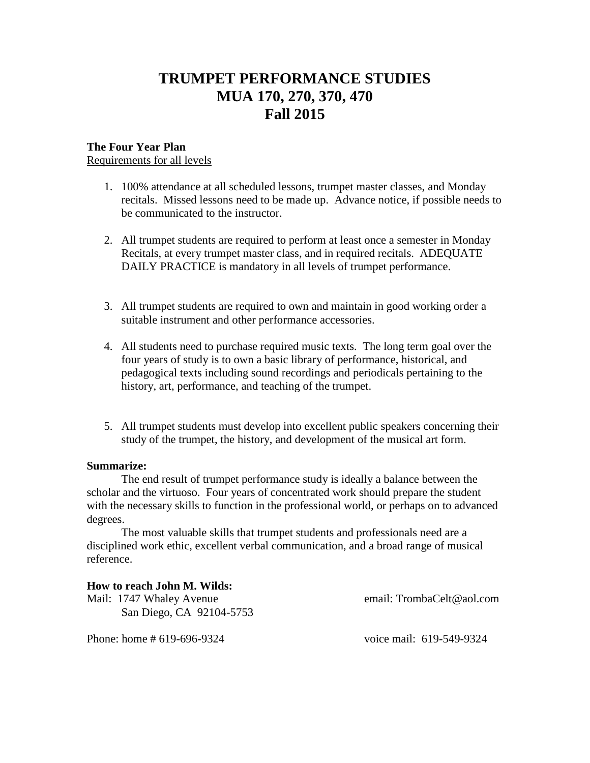# TRUMPET PERFORMANCE STUDIES
# MUA 170, 270, 370, 470
# Fall 2015

**The Four Year Plan**

Requirements for all levels

1. 100% attendance at all scheduled lessons, trumpet master classes, and Monday recitals. Missed lessons need to be made up. Advance notice, if possible needs to be communicated to the instructor.

2. All trumpet students are required to perform at least once a semester in Monday Recitals, at every trumpet master class, and in required recitals. ADEQUATE DAILY PRACTICE is mandatory in all levels of trumpet performance.

3. All trumpet students are required to own and maintain in good working order a suitable instrument and other performance accessories.

4. All students need to purchase required music texts. The long term goal over the four years of study is to own a basic library of performance, historical, and pedagogical texts including sound recordings and periodicals pertaining to the history, art, performance, and teaching of the trumpet.

5. All trumpet students must develop into excellent public speakers concerning their study of the trumpet, the history, and development of the musical art form.

**Summarize:**

The end result of trumpet performance study is ideally a balance between the scholar and the virtuoso. Four years of concentrated work should prepare the student with the necessary skills to function in the professional world, or perhaps on to advanced degrees.

The most valuable skills that trumpet students and professionals need are a disciplined work ethic, excellent verbal communication, and a broad range of musical reference.

**How to reach John M. Wilds:**

Mail: 1747 Whaley Avenue
San Diego, CA 92104-5753

email: TrombaCelt@aol.com

Phone: home # 619-696-9324

voice mail: 619-549-9324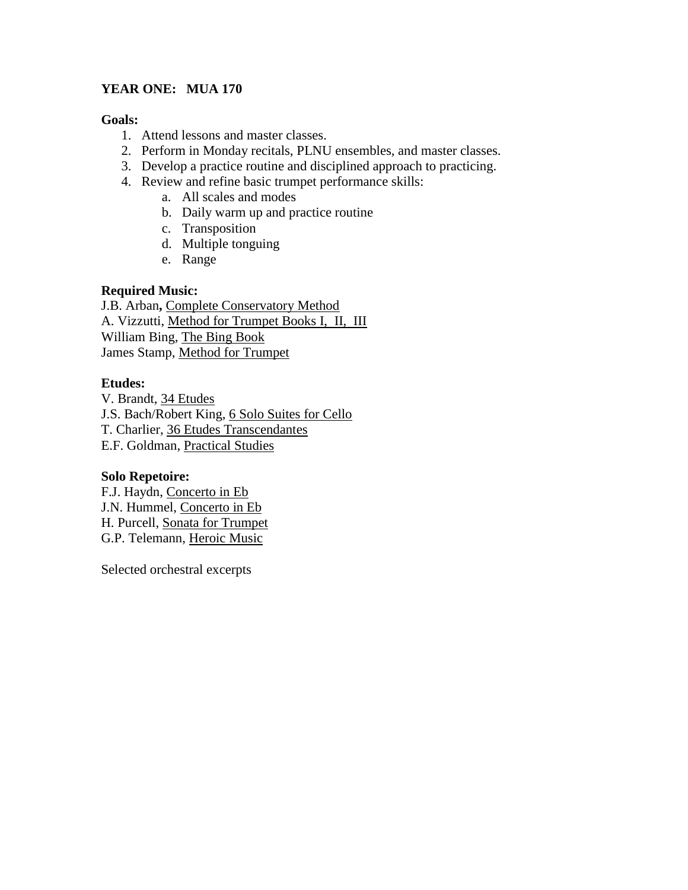**YEAR ONE: MUA 170**

**Goals:**

1. Attend lessons and master classes.
2. Perform in Monday recitals, PLNU ensembles, and master classes.
3. Develop a practice routine and disciplined approach to practicing.
4. Review and refine basic trumpet performance skills:
    a. All scales and modes
    b. Daily warm up and practice routine
    c. Transposition
    d. Multiple tonguing
    e. Range

**Required Music:**

J.B. Arban**,** <u>Complete Conservatory Method</u>
A. Vizzutti, <u>Method for Trumpet Books I, II, III</u>
William Bing, <u>The Bing Book</u>
James Stamp, <u>Method for Trumpet</u>

**Etudes:**

V. Brandt, <u>34 Etudes</u>
J.S. Bach/Robert King, <u>6 Solo Suites for Cello</u>
T. Charlier, <u>36 Etudes Transcendantes</u>
E.F. Goldman, <u>Practical Studies</u>

**Solo Repetoire:**

F.J. Haydn, <u>Concerto in Eb</u>
J.N. Hummel, <u>Concerto in Eb</u>
H. Purcell, <u>Sonata for Trumpet</u>
G.P. Telemann, <u>Heroic Music</u>

Selected orchestral excerpts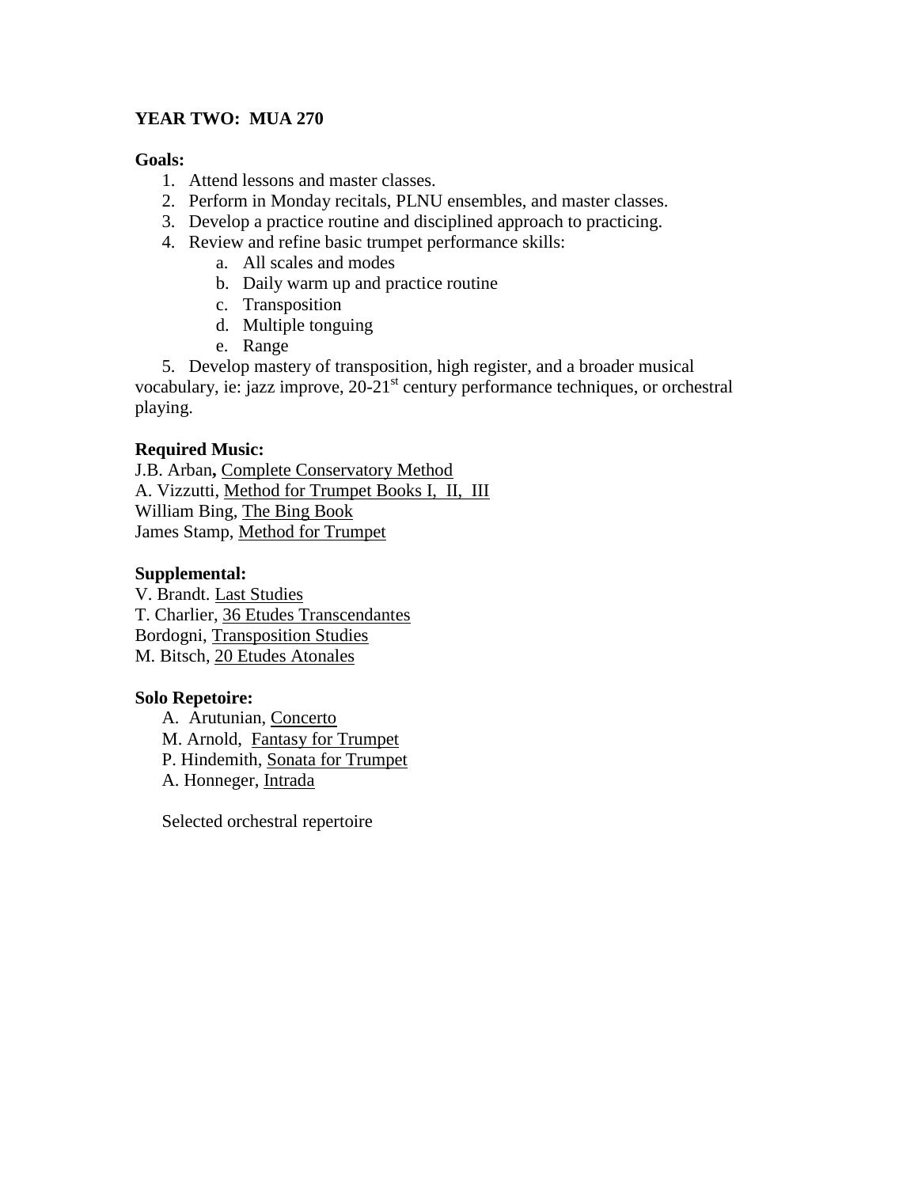**YEAR TWO: MUA 270**

**Goals:**

1. Attend lessons and master classes.
2. Perform in Monday recitals, PLNU ensembles, and master classes.
3. Develop a practice routine and disciplined approach to practicing.
4. Review and refine basic trumpet performance skills:
   a. All scales and modes
   b. Daily warm up and practice routine
   c. Transposition
   d. Multiple tonguing
   e. Range
5. Develop mastery of transposition, high register, and a broader musical vocabulary, ie: jazz improve, 20-21st century performance techniques, or orchestral playing.

**Required Music:**

J.B. Arban**,** Complete Conservatory Method
A. Vizzutti, Method for Trumpet Books I, II, III
William Bing, The Bing Book
James Stamp, Method for Trumpet

**Supplemental:**

V. Brandt. Last Studies
T. Charlier, 36 Etudes Transcendantes
Bordogni, Transposition Studies
M. Bitsch, 20 Etudes Atonales

**Solo Repetoire:**

A. Arutunian, Concerto
M. Arnold, Fantasy for Trumpet
P. Hindemith, Sonata for Trumpet
A. Honneger, Intrada

Selected orchestral repertoire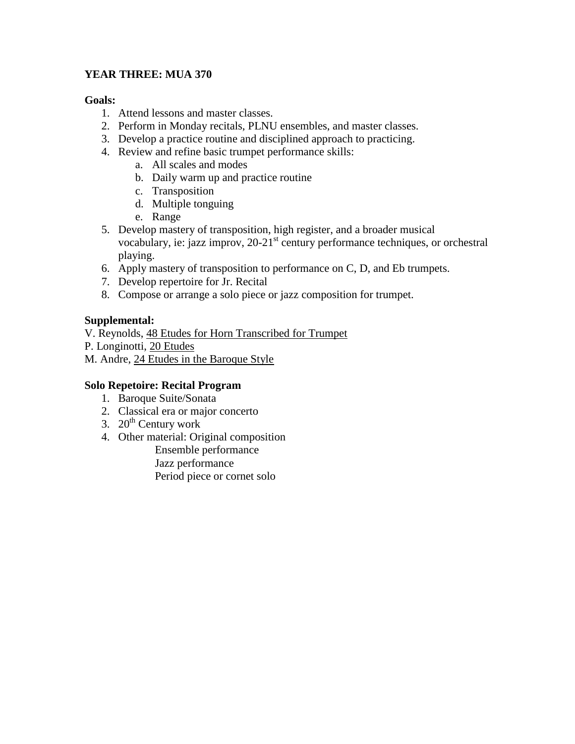**YEAR THREE: MUA 370**

**Goals:**

1. Attend lessons and master classes.
2. Perform in Monday recitals, PLNU ensembles, and master classes.
3. Develop a practice routine and disciplined approach to practicing.
4. Review and refine basic trumpet performance skills:
   a. All scales and modes
   b. Daily warm up and practice routine
   c. Transposition
   d. Multiple tonguing
   e. Range
5. Develop mastery of transposition, high register, and a broader musical vocabulary, ie: jazz improv, 20-21st century performance techniques, or orchestral playing.
6. Apply mastery of transposition to performance on C, D, and Eb trumpets.
7. Develop repertoire for Jr. Recital
8. Compose or arrange a solo piece or jazz composition for trumpet.

**Supplemental:**

V. Reynolds, <u>48 Etudes for Horn Transcribed for Trumpet</u>
P. Longinotti, <u>20 Etudes</u>
M. Andre, <u>24 Etudes in the Baroque Style</u>

**Solo Repetoire: Recital Program**

1. Baroque Suite/Sonata
2. Classical era or major concerto
3. 20th Century work
4. Other material: Original composition
   Ensemble performance
   Jazz performance
   Period piece or cornet solo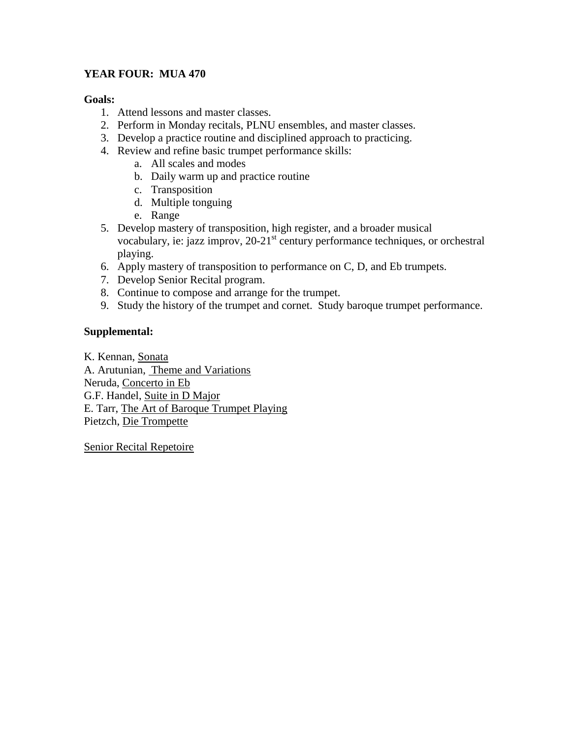**YEAR FOUR: MUA 470**

**Goals:**

1. Attend lessons and master classes.
2. Perform in Monday recitals, PLNU ensembles, and master classes.
3. Develop a practice routine and disciplined approach to practicing.
4. Review and refine basic trumpet performance skills:
   a. All scales and modes
   b. Daily warm up and practice routine
   c. Transposition
   d. Multiple tonguing
   e. Range
5. Develop mastery of transposition, high register, and a broader musical vocabulary, ie: jazz improv, 20-21st century performance techniques, or orchestral playing.
6. Apply mastery of transposition to performance on C, D, and Eb trumpets.
7. Develop Senior Recital program.
8. Continue to compose and arrange for the trumpet.
9. Study the history of the trumpet and cornet. Study baroque trumpet performance.

**Supplemental:**

K. Kennan, Sonata
A. Arutunian, Theme and Variations
Neruda, Concerto in Eb
G.F. Handel, Suite in D Major
E. Tarr, The Art of Baroque Trumpet Playing
Pietzch, Die Trompette

Senior Recital Repetoire